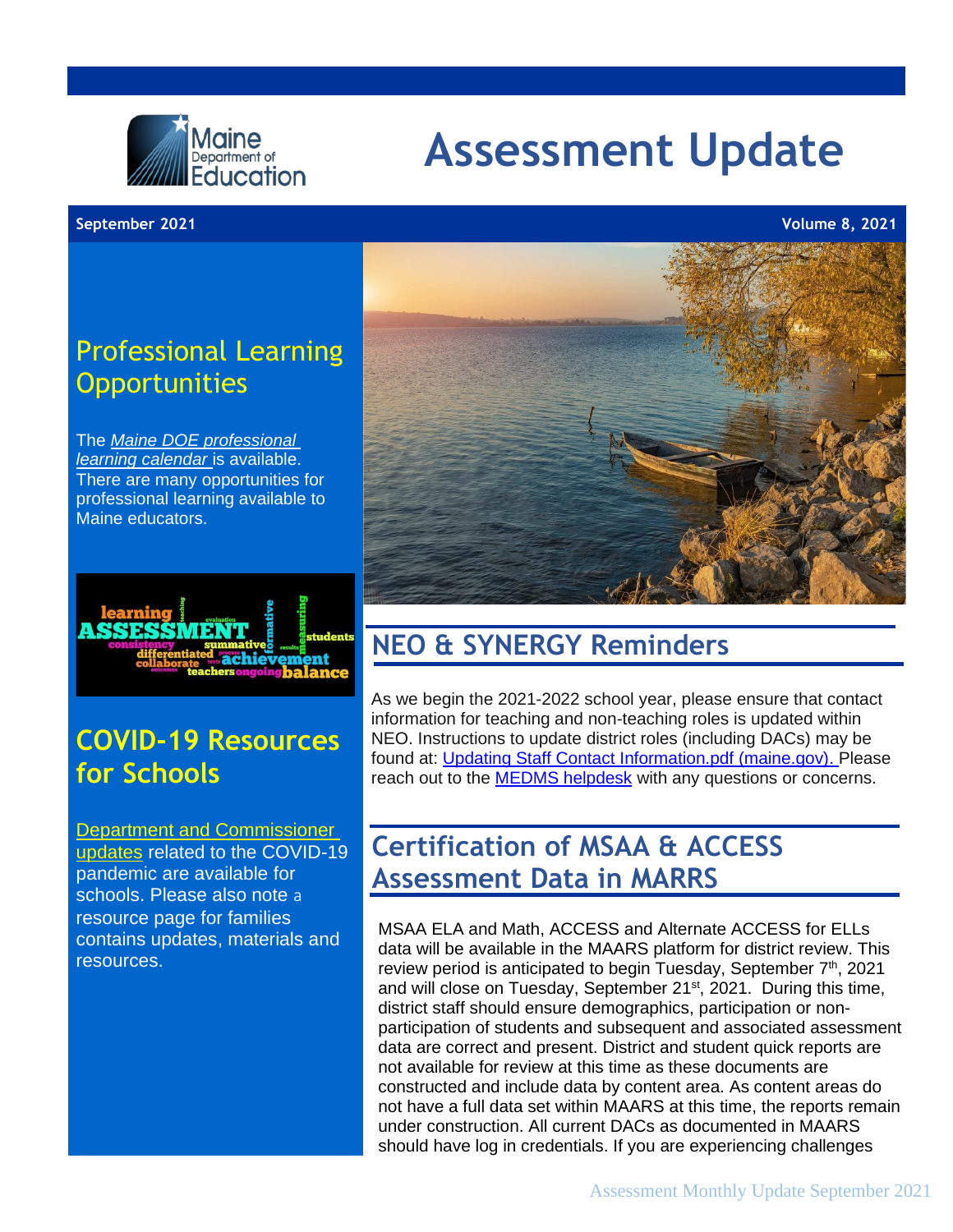# Assessment Update

Maine Department of Education

**September 2021** **Volume 8, 2021**

## Professional Learning Opportunities

The *Maine DOE professional learning calendar* is available. There are many opportunities for professional learning available to Maine educators.

## COVID-19 Resources for Schools

Department and Commissioner updates related to the COVID-19 pandemic are available for schools. Please also note a resource page for families contains updates, materials and resources.

## NEO & SYNERGY Reminders

As we begin the 2021-2022 school year, please ensure that contact information for teaching and non-teaching roles is updated within NEO. Instructions to update district roles (including DACs) may be found at: Updating Staff Contact Information.pdf (maine.gov). Please reach out to the MEDMS helpdesk with any questions or concerns.

## Certification of MSAA & ACCESS Assessment Data in MARRS

MSAA ELA and Math, ACCESS and Alternate ACCESS for ELLs data will be available in the MAARS platform for district review. This review period is anticipated to begin Tuesday, September 7th, 2021 and will close on Tuesday, September 21st, 2021. During this time, district staff should ensure demographics, participation or non-participation of students and subsequent and associated assessment data are correct and present. District and student quick reports are not available for review at this time as these documents are constructed and include data by content area. As content areas do not have a full data set within MAARS at this time, the reports remain under construction. All current DACs as documented in MAARS should have log in credentials. If you are experiencing challenges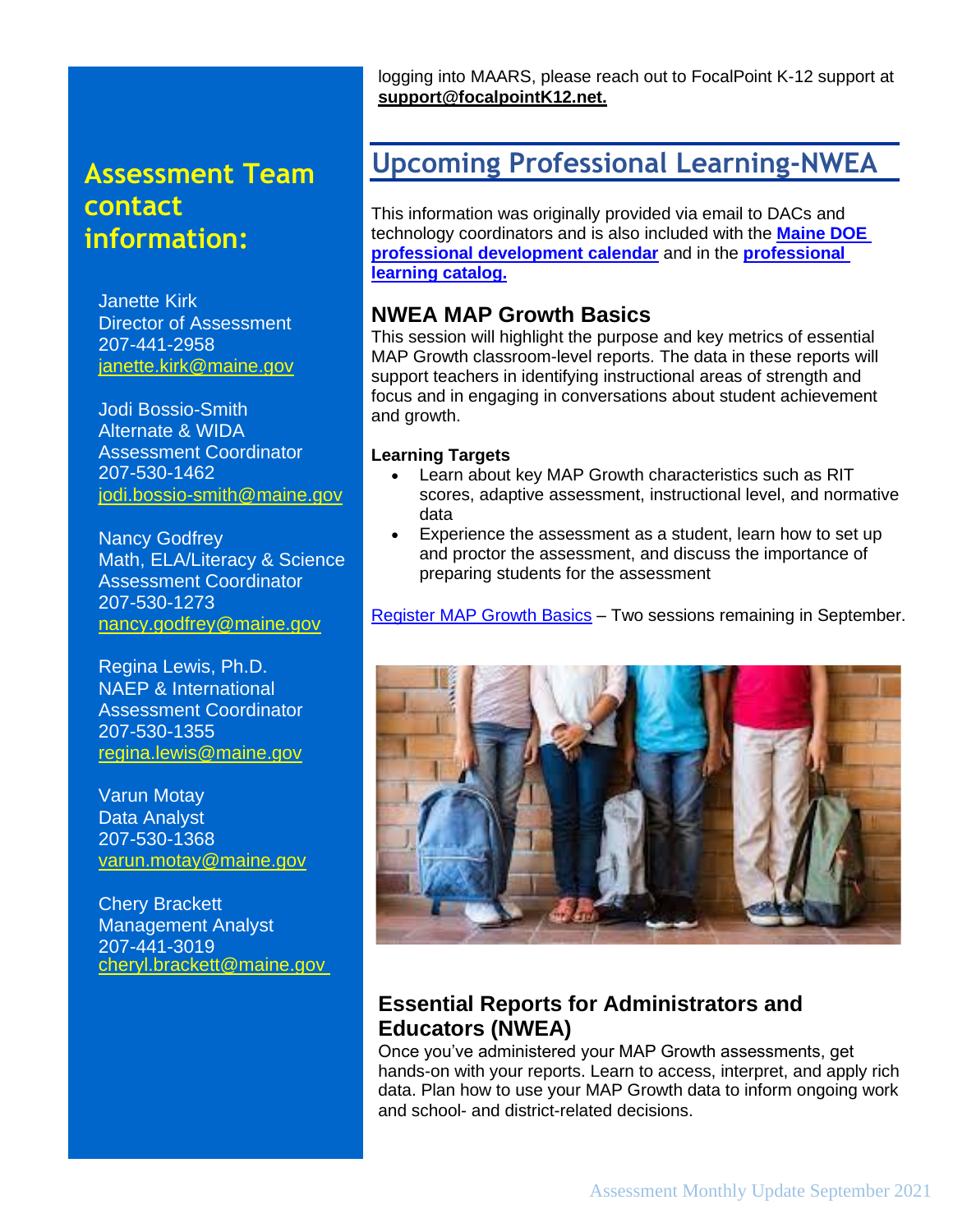logging into MAARS, please reach out to FocalPoint K-12 support at **support@focalpointK12.net.**

## Assessment Team contact information:

Janette Kirk
Director of Assessment
207-441-2958
janette.kirk@maine.gov

Jodi Bossio-Smith
Alternate & WIDA Assessment Coordinator
207-530-1462
jodi.bossio-smith@maine.gov

Nancy Godfrey
Math, ELA/Literacy & Science Assessment Coordinator
207-530-1273
nancy.godfrey@maine.gov

Regina Lewis, Ph.D.
NAEP & International Assessment Coordinator
207-530-1355
regina.lewis@maine.gov

Varun Motay
Data Analyst
207-530-1368
varun.motay@maine.gov

Chery Brackett
Management Analyst
207-441-3019
cheryl.brackett@maine.gov

## Upcoming Professional Learning-NWEA

This information was originally provided via email to DACs and technology coordinators and is also included with the **Maine DOE professional development calendar** and in the **professional learning catalog.**

### NWEA MAP Growth Basics

This session will highlight the purpose and key metrics of essential MAP Growth classroom-level reports. The data in these reports will support teachers in identifying instructional areas of strength and focus and in engaging in conversations about student achievement and growth.

**Learning Targets**

- Learn about key MAP Growth characteristics such as RIT scores, adaptive assessment, instructional level, and normative data
- Experience the assessment as a student, learn how to set up and proctor the assessment, and discuss the importance of preparing students for the assessment

Register MAP Growth Basics – Two sessions remaining in September.

### Essential Reports for Administrators and Educators (NWEA)

Once you've administered your MAP Growth assessments, get hands-on with your reports. Learn to access, interpret, and apply rich data. Plan how to use your MAP Growth data to inform ongoing work and school- and district-related decisions.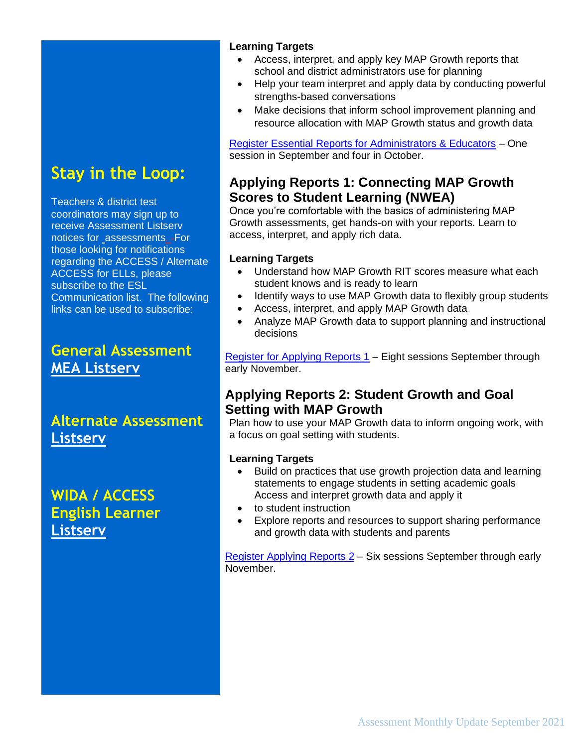**Learning Targets**

- Access, interpret, and apply key MAP Growth reports that school and district administrators use for planning
- Help your team interpret and apply data by conducting powerful strengths-based conversations
- Make decisions that inform school improvement planning and resource allocation with MAP Growth status and growth data

Register Essential Reports for Administrators & Educators – One session in September and four in October.

## Applying Reports 1: Connecting MAP Growth Scores to Student Learning (NWEA)

Once you're comfortable with the basics of administering MAP Growth assessments, get hands-on with your reports. Learn to access, interpret, and apply rich data.

**Learning Targets**

- Understand how MAP Growth RIT scores measure what each student knows and is ready to learn
- Identify ways to use MAP Growth data to flexibly group students
- Access, interpret, and apply MAP Growth data
- Analyze MAP Growth data to support planning and instructional decisions

Register for Applying Reports 1 – Eight sessions September through early November.

## Applying Reports 2: Student Growth and Goal Setting with MAP Growth

Plan how to use your MAP Growth data to inform ongoing work, with a focus on goal setting with students.

**Learning Targets**

- Build on practices that use growth projection data and learning statements to engage students in setting academic goals Access and interpret growth data and apply it
- to student instruction
- Explore reports and resources to support sharing performance and growth data with students and parents

Register Applying Reports 2 – Six sessions September through early November.

## Stay in the Loop:

Teachers & district test coordinators may sign up to receive Assessment Listserv notices for assessments. For those looking for notifications regarding the ACCESS / Alternate ACCESS for ELLs, please subscribe to the ESL Communication list. The following links can be used to subscribe:

### General Assessment MEA Listserv

### Alternate Assessment Listserv

### WIDA / ACCESS English Learner Listserv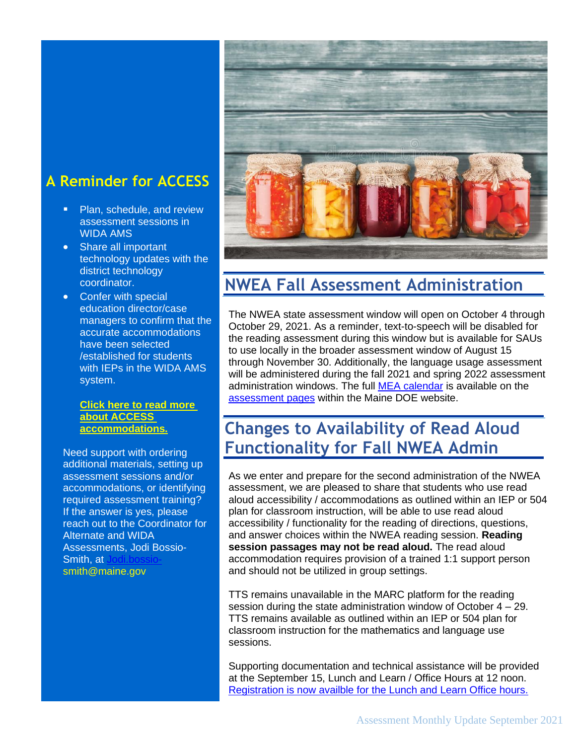## A Reminder for ACCESS

- Plan, schedule, and review assessment sessions in WIDA AMS
- Share all important technology updates with the district technology coordinator.
- Confer with special education director/case managers to confirm that the accurate accommodations have been selected /established for students with IEPs in the WIDA AMS system.

**Click here to read more about ACCESS accommodations.**

Need support with ordering additional materials, setting up assessment sessions and/or accommodations, or identifying required assessment training? If the answer is yes, please reach out to the Coordinator for Alternate and WIDA Assessments, Jodi Bossio-Smith, at Jodi.bossio-smith@maine.gov

## NWEA Fall Assessment Administration

The NWEA state assessment window will open on October 4 through October 29, 2021. As a reminder, text-to-speech will be disabled for the reading assessment during this window but is available for SAUs to use locally in the broader assessment window of August 15 through November 30. Additionally, the language usage assessment will be administered during the fall 2021 and spring 2022 assessment administration windows. The full MEA calendar is available on the assessment pages within the Maine DOE website.

## Changes to Availability of Read Aloud Functionality for Fall NWEA Admin

As we enter and prepare for the second administration of the NWEA assessment, we are pleased to share that students who use read aloud accessibility / accommodations as outlined within an IEP or 504 plan for classroom instruction, will be able to use read aloud accessibility / functionality for the reading of directions, questions, and answer choices within the NWEA reading session. **Reading session passages may not be read aloud.** The read aloud accommodation requires provision of a trained 1:1 support person and should not be utilized in group settings.

TTS remains unavailable in the MARC platform for the reading session during the state administration window of October 4 – 29. TTS remains available as outlined within an IEP or 504 plan for classroom instruction for the mathematics and language use sessions.

Supporting documentation and technical assistance will be provided at the September 15, Lunch and Learn / Office Hours at 12 noon. Registration is now availble for the Lunch and Learn Office hours.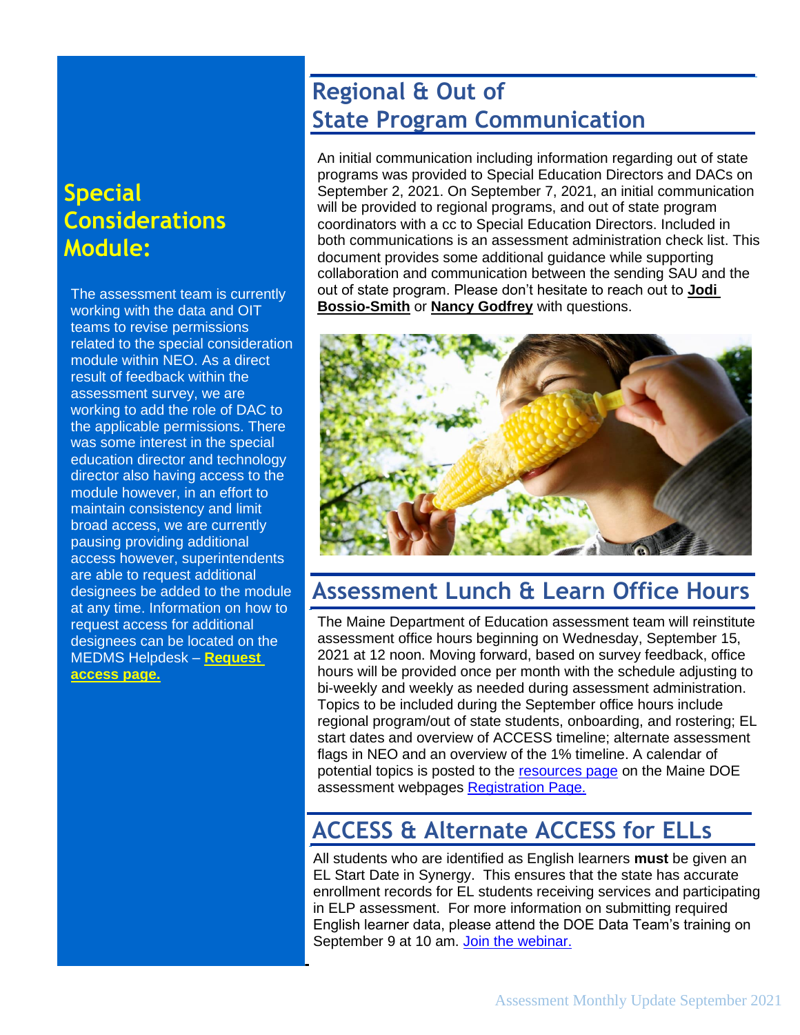## Special Considerations Module:

The assessment team is currently working with the data and OIT teams to revise permissions related to the special consideration module within NEO. As a direct result of feedback within the assessment survey, we are working to add the role of DAC to the applicable permissions. There was some interest in the special education director and technology director also having access to the module however, in an effort to maintain consistency and limit broad access, we are currently pausing providing additional access however, superintendents are able to request additional designees be added to the module at any time. Information on how to request access for additional designees can be located on the MEDMS Helpdesk – **Request access page.**

## Regional & Out of State Program Communication

An initial communication including information regarding out of state programs was provided to Special Education Directors and DACs on September 2, 2021. On September 7, 2021, an initial communication will be provided to regional programs, and out of state program coordinators with a cc to Special Education Directors. Included in both communications is an assessment administration check list. This document provides some additional guidance while supporting collaboration and communication between the sending SAU and the out of state program. Please don't hesitate to reach out to **Jodi Bossio-Smith** or **Nancy Godfrey** with questions.

## Assessment Lunch & Learn Office Hours

The Maine Department of Education assessment team will reinstitute assessment office hours beginning on Wednesday, September 15, 2021 at 12 noon. Moving forward, based on survey feedback, office hours will be provided once per month with the schedule adjusting to bi-weekly and weekly as needed during assessment administration. Topics to be included during the September office hours include regional program/out of state students, onboarding, and rostering; EL start dates and overview of ACCESS timeline; alternate assessment flags in NEO and an overview of the 1% timeline. A calendar of potential topics is posted to the resources page on the Maine DOE assessment webpages Registration Page.

## ACCESS & Alternate ACCESS for ELLs

All students who are identified as English learners **must** be given an EL Start Date in Synergy. This ensures that the state has accurate enrollment records for EL students receiving services and participating in ELP assessment. For more information on submitting required English learner data, please attend the DOE Data Team's training on September 9 at 10 am. Join the webinar.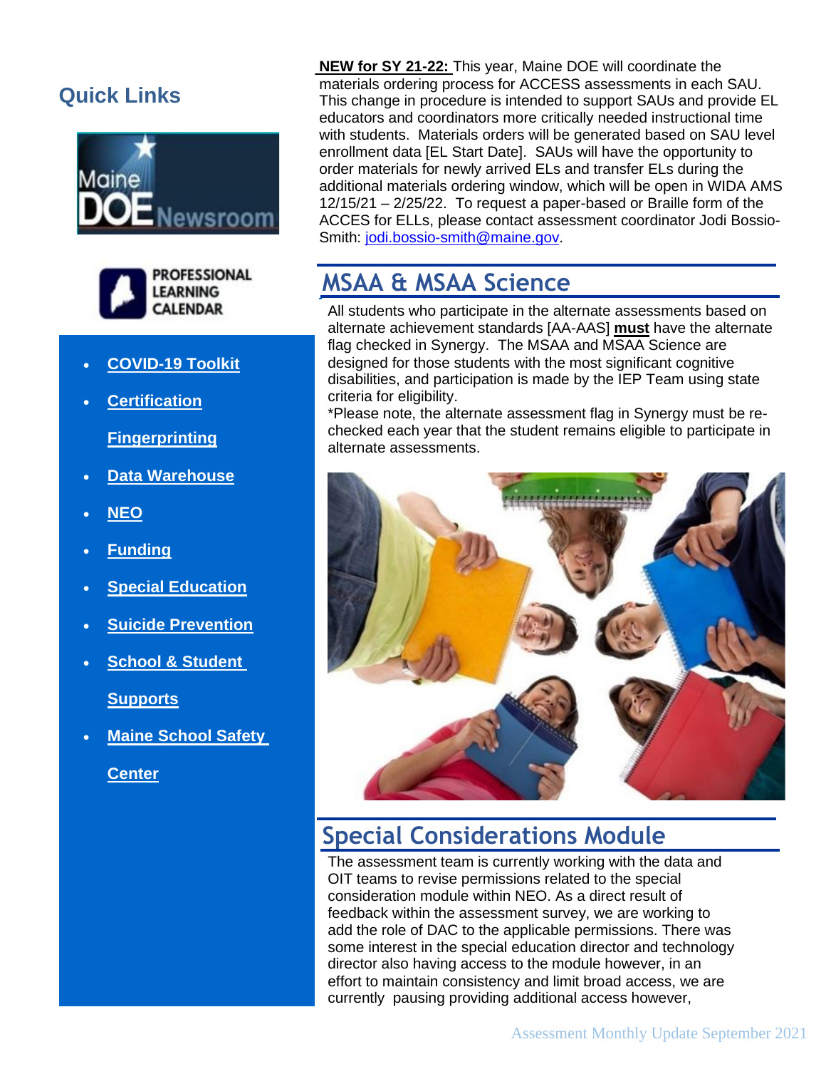## Quick Links

- **COVID-19 Toolkit**
- **Certification Fingerprinting**
- **Data Warehouse**
- **NEO**
- **Funding**
- **Special Education**
- **Suicide Prevention**
- **School & Student Supports**
- **Maine School Safety Center**

**NEW for SY 21-22:** This year, Maine DOE will coordinate the materials ordering process for ACCESS assessments in each SAU. This change in procedure is intended to support SAUs and provide EL educators and coordinators more critically needed instructional time with students. Materials orders will be generated based on SAU level enrollment data [EL Start Date]. SAUs will have the opportunity to order materials for newly arrived ELs and transfer ELs during the additional materials ordering window, which will be open in WIDA AMS 12/15/21 – 2/25/22. To request a paper-based or Braille form of the ACCES for ELLs, please contact assessment coordinator Jodi Bossio-Smith: jodi.bossio-smith@maine.gov.

## MSAA & MSAA Science

All students who participate in the alternate assessments based on alternate achievement standards [AA-AAS] **must** have the alternate flag checked in Synergy. The MSAA and MSAA Science are designed for those students with the most significant cognitive disabilities, and participation is made by the IEP Team using state criteria for eligibility.

*Please note, the alternate assessment flag in Synergy must be re-checked each year that the student remains eligible to participate in alternate assessments.

## Special Considerations Module

The assessment team is currently working with the data and OIT teams to revise permissions related to the special consideration module within NEO. As a direct result of feedback within the assessment survey, we are working to add the role of DAC to the applicable permissions. There was some interest in the special education director and technology director also having access to the module however, in an effort to maintain consistency and limit broad access, we are currently pausing providing additional access however,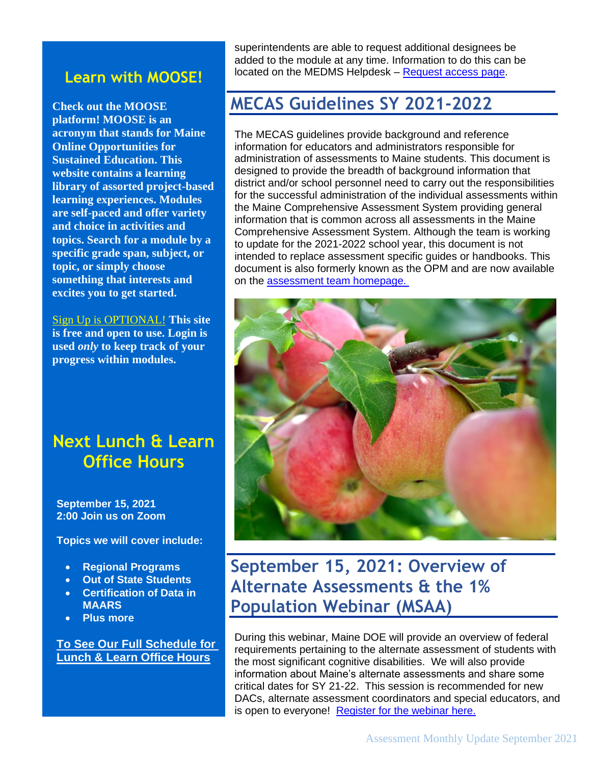## Learn with MOOSE!

**Check out the MOOSE platform! MOOSE is an acronym that stands for Maine Online Opportunities for Sustained Education. This website contains a learning library of assorted project-based learning experiences. Modules are self-paced and offer variety and choice in activities and topics. Search for a module by a specific grade span, subject, or topic, or simply choose something that interests and excites you to get started.**

Sign Up is OPTIONAL! **This site is free and open to use. Login is used *only* to keep track of your progress within modules.**

## Next Lunch & Learn Office Hours

**September 15, 2021**
**2:00 Join us on Zoom**

**Topics we will cover include:**

- **Regional Programs**
- **Out of State Students**
- **Certification of Data in MAARS**
- **Plus more**

**To See Our Full Schedule for Lunch & Learn Office Hours**

superintendents are able to request additional designees be added to the module at any time. Information to do this can be located on the MEDMS Helpdesk – Request access page.

## MECAS Guidelines SY 2021-2022

The MECAS guidelines provide background and reference information for educators and administrators responsible for administration of assessments to Maine students. This document is designed to provide the breadth of background information that district and/or school personnel need to carry out the responsibilities for the successful administration of the individual assessments within the Maine Comprehensive Assessment System providing general information that is common across all assessments in the Maine Comprehensive Assessment System. Although the team is working to update for the 2021-2022 school year, this document is not intended to replace assessment specific guides or handbooks. This document is also formerly known as the OPM and are now available on the assessment team homepage.

## September 15, 2021: Overview of Alternate Assessments & the 1% Population Webinar (MSAA)

During this webinar, Maine DOE will provide an overview of federal requirements pertaining to the alternate assessment of students with the most significant cognitive disabilities. We will also provide information about Maine's alternate assessments and share some critical dates for SY 21-22. This session is recommended for new DACs, alternate assessment coordinators and special educators, and is open to everyone! Register for the webinar here.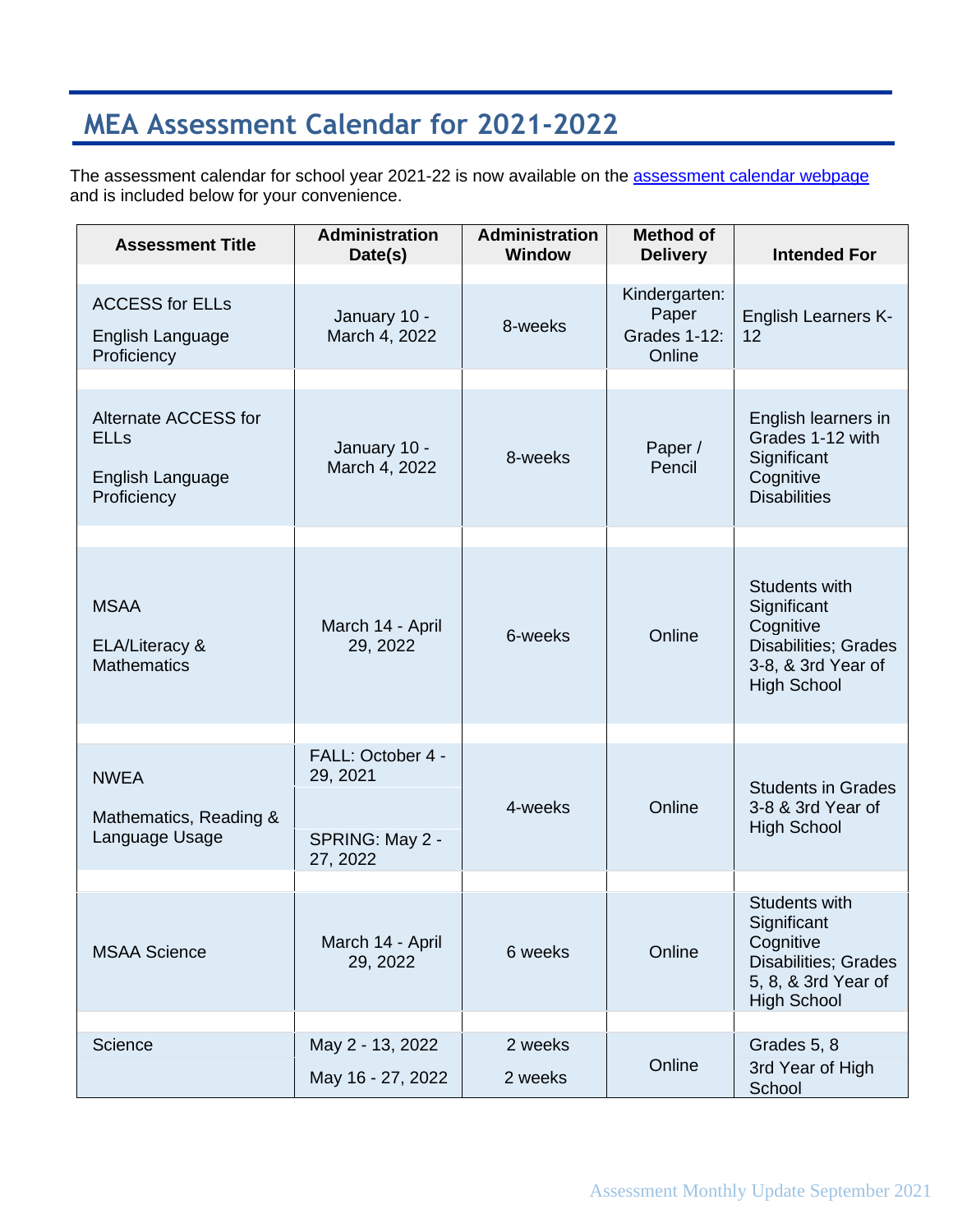## MEA Assessment Calendar for 2021-2022

The assessment calendar for school year 2021-22 is now available on the [assessment calendar webpage](assessment calendar webpage) and is included below for your convenience.

| Assessment Title | Administration Date(s) | Administration Window | Method of Delivery | Intended For |
|---|---|---|---|---|
| ACCESS for ELLs<br>English Language Proficiency | January 10 - March 4, 2022 | 8-weeks | Kindergarten: Paper<br>Grades 1-12: Online | English Learners K-12 |
| Alternate ACCESS for ELLs<br>English Language Proficiency | January 10 - March 4, 2022 | 8-weeks | Paper / Pencil | English learners in Grades 1-12 with Significant Cognitive Disabilities |
| MSAA<br>ELA/Literacy & Mathematics | March 14 - April 29, 2022 | 6-weeks | Online | Students with Significant Cognitive Disabilities; Grades 3-8, & 3rd Year of High School |
| NWEA<br>Mathematics, Reading & Language Usage | FALL: October 4 - 29, 2021<br>SPRING: May 2 - 27, 2022 | 4-weeks | Online | Students in Grades 3-8 & 3rd Year of High School |
| MSAA Science | March 14 - April 29, 2022 | 6 weeks | Online | Students with Significant Cognitive Disabilities; Grades 5, 8, & 3rd Year of High School |
| Science | May 2 - 13, 2022<br>May 16 - 27, 2022 | 2 weeks<br>2 weeks | Online | Grades 5, 8<br>3rd Year of High School |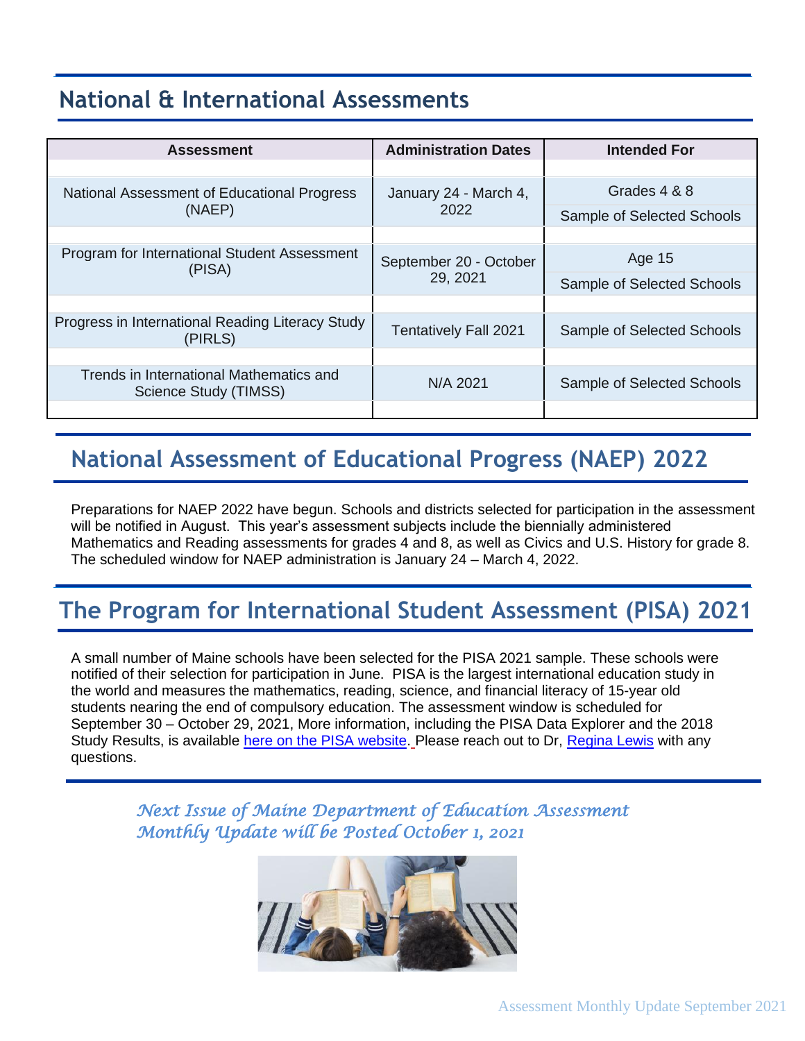## National & International Assessments

| Assessment | Administration Dates | Intended For |
|---|---|---|
| National Assessment of Educational Progress (NAEP) | January 24 - March 4, 2022 | Grades 4 & 8<br>Sample of Selected Schools |
| Program for International Student Assessment (PISA) | September 20 - October 29, 2021 | Age 15<br>Sample of Selected Schools |
| Progress in International Reading Literacy Study (PIRLS) | Tentatively Fall 2021 | Sample of Selected Schools |
| Trends in International Mathematics and Science Study (TIMSS) | N/A 2021 | Sample of Selected Schools |

## National Assessment of Educational Progress (NAEP) 2022

Preparations for NAEP 2022 have begun. Schools and districts selected for participation in the assessment will be notified in August. This year's assessment subjects include the biennially administered Mathematics and Reading assessments for grades 4 and 8, as well as Civics and U.S. History for grade 8. The scheduled window for NAEP administration is January 24 – March 4, 2022.

## The Program for International Student Assessment (PISA) 2021

A small number of Maine schools have been selected for the PISA 2021 sample. These schools were notified of their selection for participation in June. PISA is the largest international education study in the world and measures the mathematics, reading, science, and financial literacy of 15-year old students nearing the end of compulsory education. The assessment window is scheduled for September 30 – October 29, 2021, More information, including the PISA Data Explorer and the 2018 Study Results, is available here on the PISA website. Please reach out to Dr, Regina Lewis with any questions.

*Next Issue of Maine Department of Education Assessment Monthly Update will be Posted October 1, 2021*